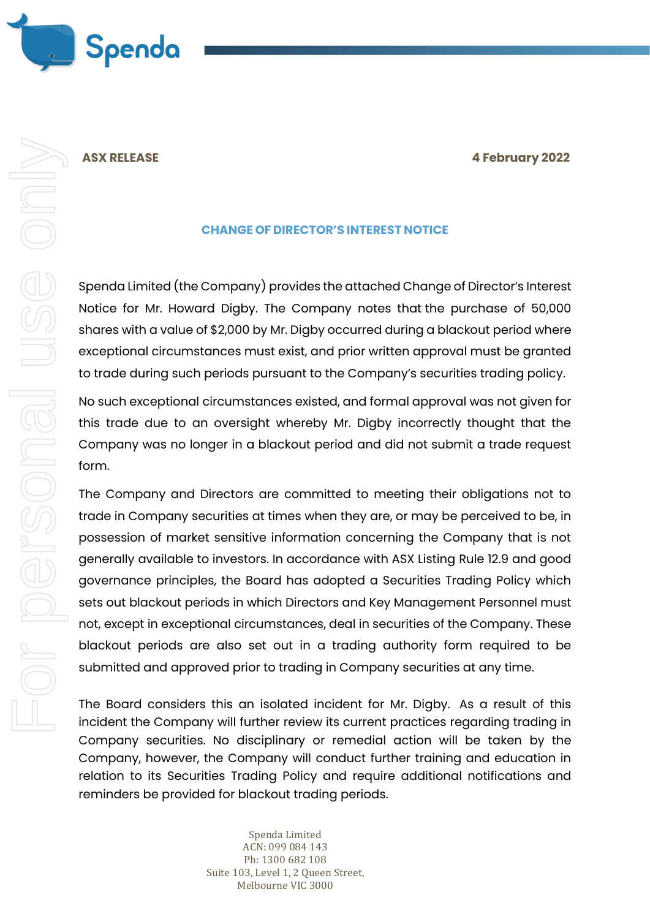**ASX RELEASE** **4 February 2022**

## CHANGE OF DIRECTOR'S INTEREST NOTICE

Spenda Limited (the Company) provides the attached Change of Director's Interest Notice for Mr. Howard Digby. The Company notes that the purchase of 50,000 shares with a value of $2,000 by Mr. Digby occurred during a blackout period where exceptional circumstances must exist, and prior written approval must be granted to trade during such periods pursuant to the Company's securities trading policy.

No such exceptional circumstances existed, and formal approval was not given for this trade due to an oversight whereby Mr. Digby incorrectly thought that the Company was no longer in a blackout period and did not submit a trade request form.

The Company and Directors are committed to meeting their obligations not to trade in Company securities at times when they are, or may be perceived to be, in possession of market sensitive information concerning the Company that is not generally available to investors. In accordance with ASX Listing Rule 12.9 and good governance principles, the Board has adopted a Securities Trading Policy which sets out blackout periods in which Directors and Key Management Personnel must not, except in exceptional circumstances, deal in securities of the Company. These blackout periods are also set out in a trading authority form required to be submitted and approved prior to trading in Company securities at any time.

The Board considers this an isolated incident for Mr. Digby. As a result of this incident the Company will further review its current practices regarding trading in Company securities. No disciplinary or remedial action will be taken by the Company, however, the Company will conduct further training and education in relation to its Securities Trading Policy and require additional notifications and reminders be provided for blackout trading periods.

Spenda Limited
ACN: 099 084 143
Ph: 1300 682 108
Suite 103, Level 1, 2 Queen Street,
Melbourne VIC 3000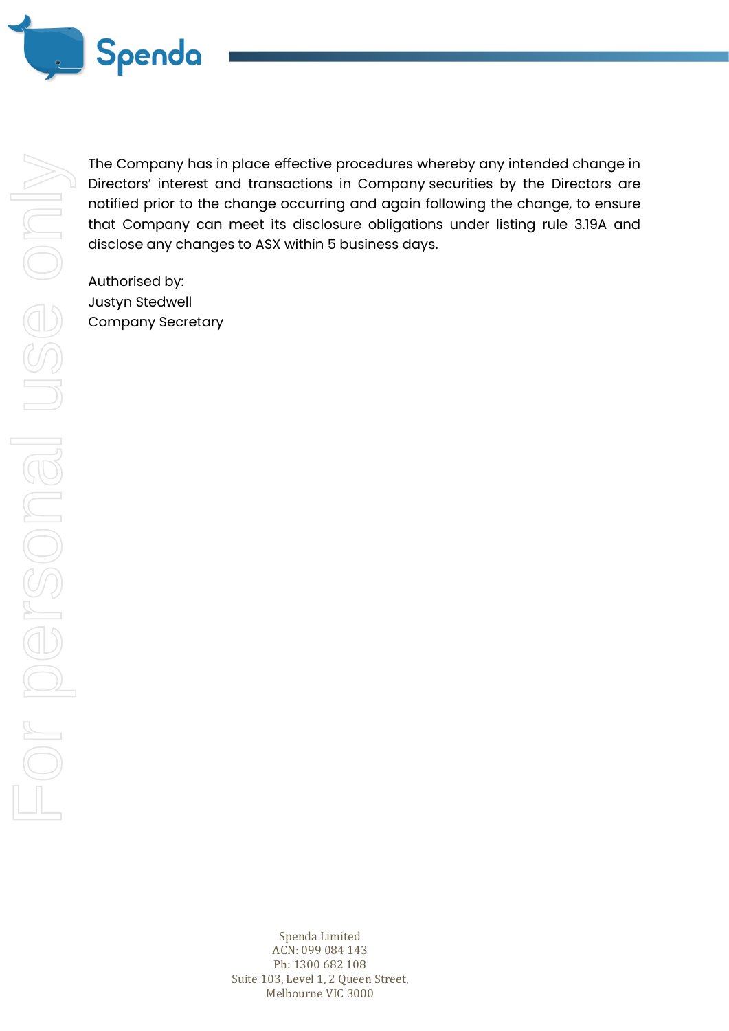The Company has in place effective procedures whereby any intended change in Directors' interest and transactions in Company securities by the Directors are notified prior to the change occurring and again following the change, to ensure that Company can meet its disclosure obligations under listing rule 3.19A and disclose any changes to ASX within 5 business days.

Authorised by:
Justyn Stedwell
Company Secretary

Spenda Limited
ACN: 099 084 143
Ph: 1300 682 108
Suite 103, Level 1, 2 Queen Street,
Melbourne VIC 3000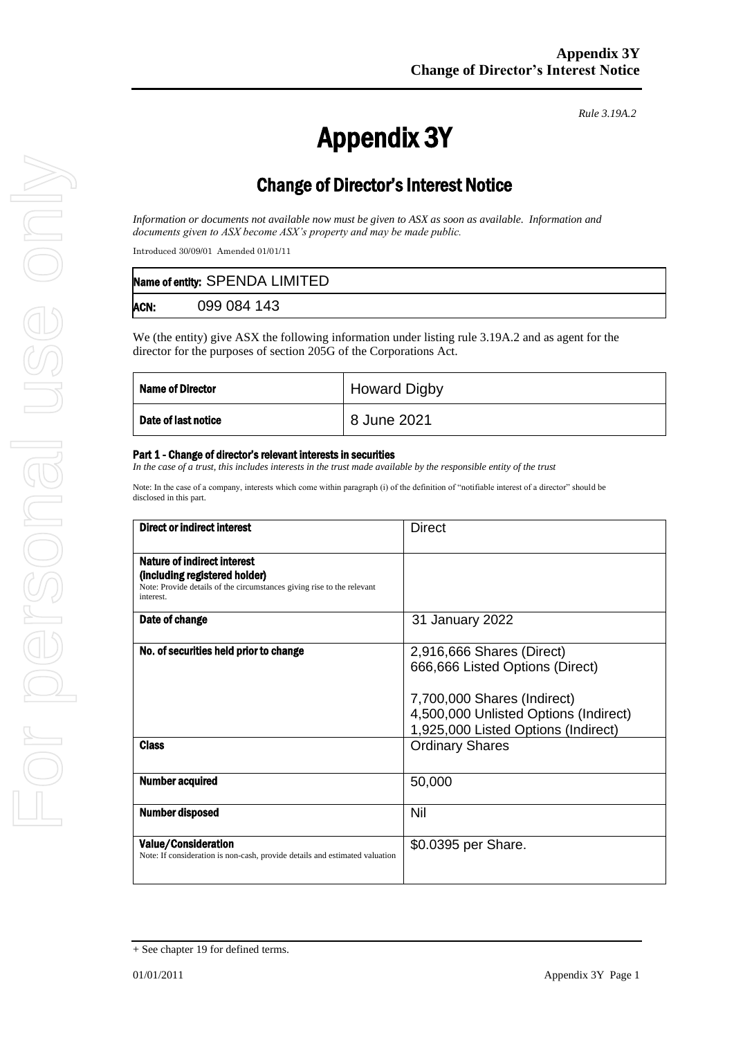*Rule 3.19A.2*

# Appendix 3Y

## Change of Director's Interest Notice

*Information or documents not available now must be given to ASX as soon as available. Information and documents given to ASX become ASX's property and may be made public.*

Introduced 30/09/01 Amended 01/01/11

| **Name of entity:** SPENDA LIMITED |
|---|
| **ACN:** 099 084 143 |

We (the entity) give ASX the following information under listing rule 3.19A.2 and as agent for the director for the purposes of section 205G of the Corporations Act.

| **Name of Director** | Howard Digby |
|---|---|
| **Date of last notice** | 8 June 2021 |

#### Part 1 - Change of director's relevant interests in securities

*In the case of a trust, this includes interests in the trust made available by the responsible entity of the trust*

Note: In the case of a company, interests which come within paragraph (i) of the definition of "notifiable interest of a director" should be disclosed in this part.

| **Direct or indirect interest** | Direct |
|---|---|
| **Nature of indirect interest (including registered holder)** Note: Provide details of the circumstances giving rise to the relevant interest. | |
| **Date of change** | 31 January 2022 |
| **No. of securities held prior to change** | 2,916,666 Shares (Direct)<br>666,666 Listed Options (Direct)<br><br>7,700,000 Shares (Indirect)<br>4,500,000 Unlisted Options (Indirect)<br>1,925,000 Listed Options (Indirect) |
| **Class** | Ordinary Shares |
| **Number acquired** | 50,000 |
| **Number disposed** | Nil |
| **Value/Consideration** Note: If consideration is non-cash, provide details and estimated valuation | $0.0395 per Share. |

+ See chapter 19 for defined terms.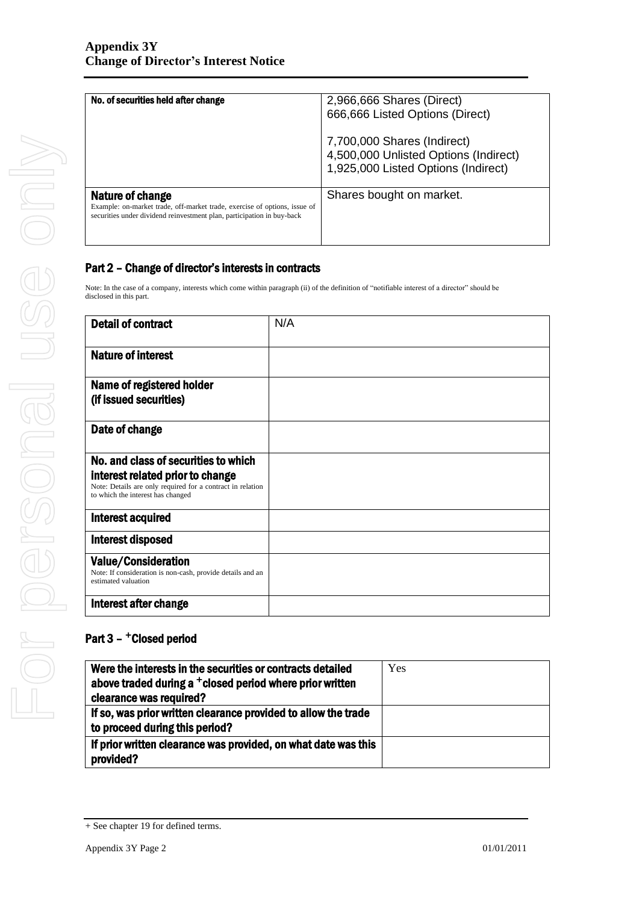| | |
|---|---|
| **No. of securities held after change** | 2,966,666 Shares (Direct)<br>666,666 Listed Options (Direct)<br><br>7,700,000 Shares (Indirect)<br>4,500,000 Unlisted Options (Indirect)<br>1,925,000 Listed Options (Indirect) |
| **Nature of change**<br>Example: on-market trade, off-market trade, exercise of options, issue of securities under dividend reinvestment plan, participation in buy-back | Shares bought on market. |

## Part 2 – Change of director's interests in contracts

Note: In the case of a company, interests which come within paragraph (ii) of the definition of "notifiable interest of a director" should be disclosed in this part.

| | |
|---|---|
| **Detail of contract** | N/A |
| **Nature of interest** | |
| **Name of registered holder (if issued securities)** | |
| **Date of change** | |
| **No. and class of securities to which interest related prior to change**<br>Note: Details are only required for a contract in relation to which the interest has changed | |
| **Interest acquired** | |
| **Interest disposed** | |
| **Value/Consideration**<br>Note: If consideration is non-cash, provide details and an estimated valuation | |
| **Interest after change** | |

## Part 3 – +Closed period

| | |
|---|---|
| **Were the interests in the securities or contracts detailed above traded during a +closed period where prior written clearance was required?** | Yes |
| **If so, was prior written clearance provided to allow the trade to proceed during this period?** | |
| **If prior written clearance was provided, on what date was this provided?** | |

+ See chapter 19 for defined terms.